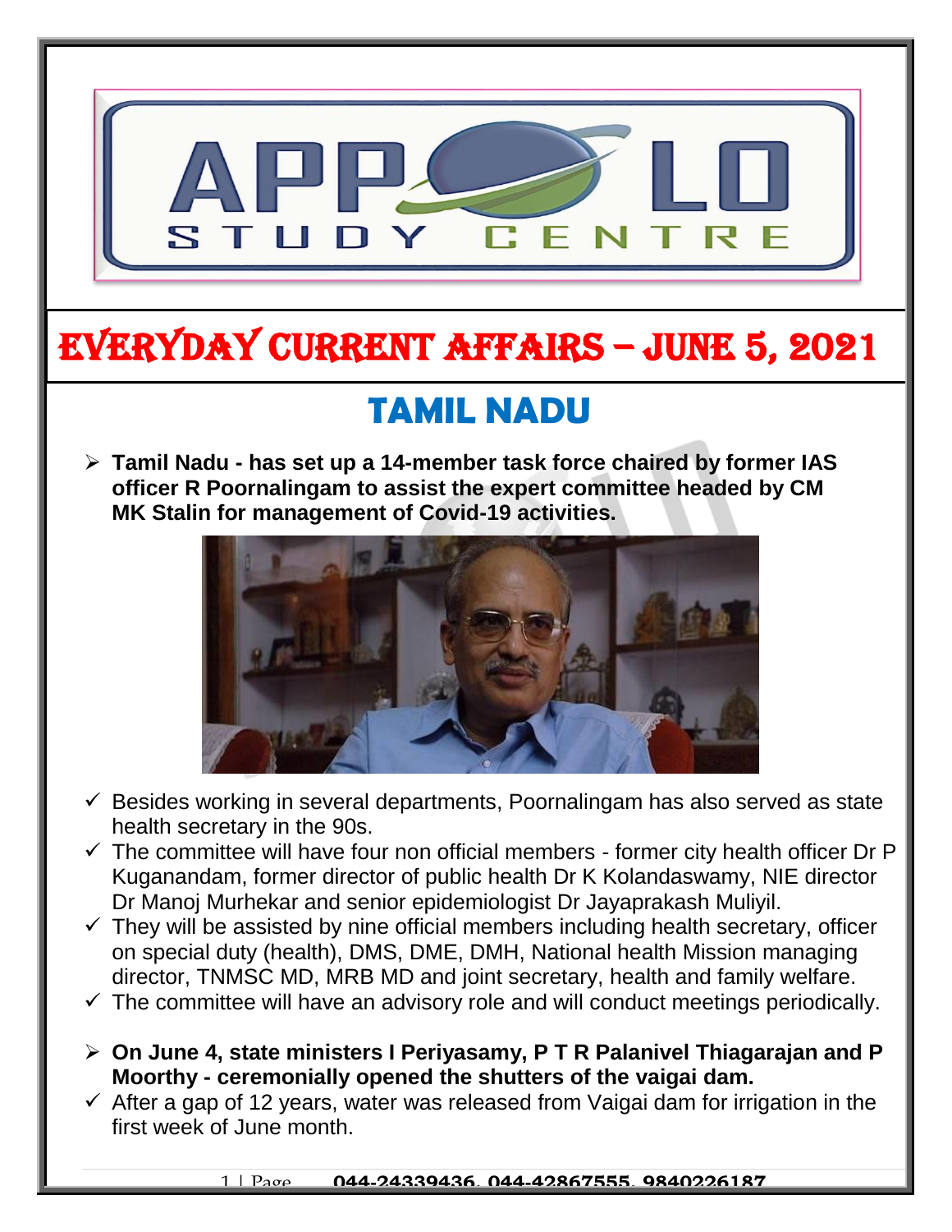# EVERYDAY CURRENT AFFAIRS – JUNE 5, 2021

## TAMIL NADU

- **Tamil Nadu - has set up a 14-member task force chaired by former IAS officer R Poornalingam to assist the expert committee headed by CM MK Stalin for management of Covid-19 activities.**

✓ Besides working in several departments, Poornalingam has also served as state health secretary in the 90s.

✓ The committee will have four non official members - former city health officer Dr P Kuganandam, former director of public health Dr K Kolandaswamy, NIE director Dr Manoj Murhekar and senior epidemiologist Dr Jayaprakash Muliyil.

✓ They will be assisted by nine official members including health secretary, officer on special duty (health), DMS, DME, DMH, National health Mission managing director, TNMSC MD, MRB MD and joint secretary, health and family welfare.

✓ The committee will have an advisory role and will conduct meetings periodically.

- **On June 4, state ministers I Periyasamy, P T R Palanivel Thiagarajan and P Moorthy - ceremonially opened the shutters of the vaigai dam.**

✓ After a gap of 12 years, water was released from Vaigai dam for irrigation in the first week of June month.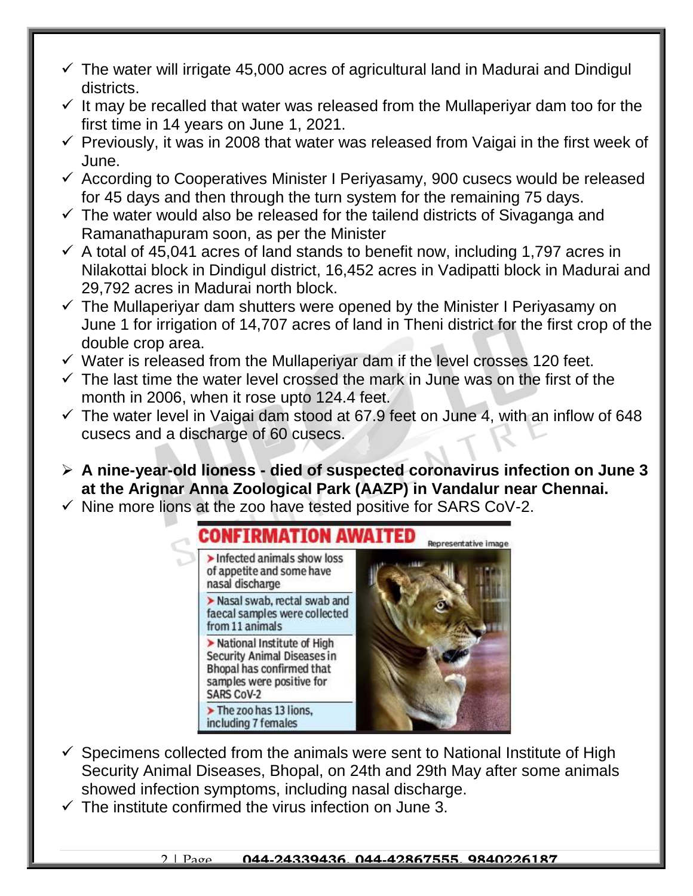- ✓ The water will irrigate 45,000 acres of agricultural land in Madurai and Dindigul districts.
- ✓ It may be recalled that water was released from the Mullaperiyar dam too for the first time in 14 years on June 1, 2021.
- ✓ Previously, it was in 2008 that water was released from Vaigai in the first week of June.
- ✓ According to Cooperatives Minister I Periyasamy, 900 cusecs would be released for 45 days and then through the turn system for the remaining 75 days.
- ✓ The water would also be released for the tailend districts of Sivaganga and Ramanathapuram soon, as per the Minister
- ✓ A total of 45,041 acres of land stands to benefit now, including 1,797 acres in Nilakottai block in Dindigul district, 16,452 acres in Vadipatti block in Madurai and 29,792 acres in Madurai north block.
- ✓ The Mullaperiyar dam shutters were opened by the Minister I Periyasamy on June 1 for irrigation of 14,707 acres of land in Theni district for the first crop of the double crop area.
- ✓ Water is released from the Mullaperiyar dam if the level crosses 120 feet.
- ✓ The last time the water level crossed the mark in June was on the first of the month in 2006, when it rose upto 124.4 feet.
- ✓ The water level in Vaigai dam stood at 67.9 feet on June 4, with an inflow of 648 cusecs and a discharge of 60 cusecs.

- ➢ **A nine-year-old lioness - died of suspected coronavirus infection on June 3 at the Arignar Anna Zoological Park (AAZP) in Vandalur near Chennai.**
- ✓ Nine more lions at the zoo have tested positive for SARS CoV-2.

**CONFIRMATION AWAITED**

Representative image

- ➤ Infected animals show loss of appetite and some have nasal discharge
- ➤ Nasal swab, rectal swab and faecal samples were collected from 11 animals
- ➤ National Institute of High Security Animal Diseases in Bhopal has confirmed that samples were positive for SARS CoV-2
- ➤ The zoo has 13 lions, including 7 females

- ✓ Specimens collected from the animals were sent to National Institute of High Security Animal Diseases, Bhopal, on 24th and 29th May after some animals showed infection symptoms, including nasal discharge.
- ✓ The institute confirmed the virus infection on June 3.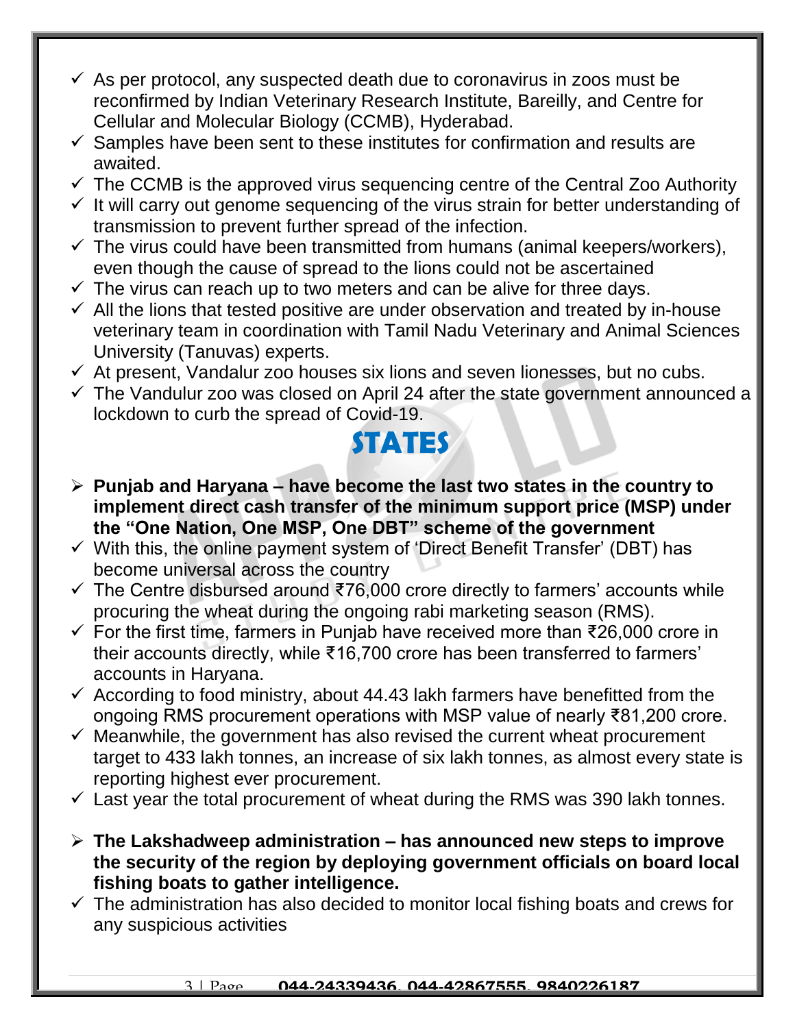- ✓ As per protocol, any suspected death due to coronavirus in zoos must be reconfirmed by Indian Veterinary Research Institute, Bareilly, and Centre for Cellular and Molecular Biology (CCMB), Hyderabad.
- ✓ Samples have been sent to these institutes for confirmation and results are awaited.
- ✓ The CCMB is the approved virus sequencing centre of the Central Zoo Authority
- ✓ It will carry out genome sequencing of the virus strain for better understanding of transmission to prevent further spread of the infection.
- ✓ The virus could have been transmitted from humans (animal keepers/workers), even though the cause of spread to the lions could not be ascertained
- ✓ The virus can reach up to two meters and can be alive for three days.
- ✓ All the lions that tested positive are under observation and treated by in-house veterinary team in coordination with Tamil Nadu Veterinary and Animal Sciences University (Tanuvas) experts.
- ✓ At present, Vandalur zoo houses six lions and seven lionesses, but no cubs.
- ✓ The Vandulur zoo was closed on April 24 after the state government announced a lockdown to curb the spread of Covid-19.

# STATES

- **Punjab and Haryana – have become the last two states in the country to implement direct cash transfer of the minimum support price (MSP) under the "One Nation, One MSP, One DBT" scheme of the government**
- ✓ With this, the online payment system of 'Direct Benefit Transfer' (DBT) has become universal across the country
- ✓ The Centre disbursed around ₹76,000 crore directly to farmers' accounts while procuring the wheat during the ongoing rabi marketing season (RMS).
- ✓ For the first time, farmers in Punjab have received more than ₹26,000 crore in their accounts directly, while ₹16,700 crore has been transferred to farmers' accounts in Haryana.
- ✓ According to food ministry, about 44.43 lakh farmers have benefitted from the ongoing RMS procurement operations with MSP value of nearly ₹81,200 crore.
- ✓ Meanwhile, the government has also revised the current wheat procurement target to 433 lakh tonnes, an increase of six lakh tonnes, as almost every state is reporting highest ever procurement.
- ✓ Last year the total procurement of wheat during the RMS was 390 lakh tonnes.

- **The Lakshadweep administration – has announced new steps to improve the security of the region by deploying government officials on board local fishing boats to gather intelligence.**
- ✓ The administration has also decided to monitor local fishing boats and crews for any suspicious activities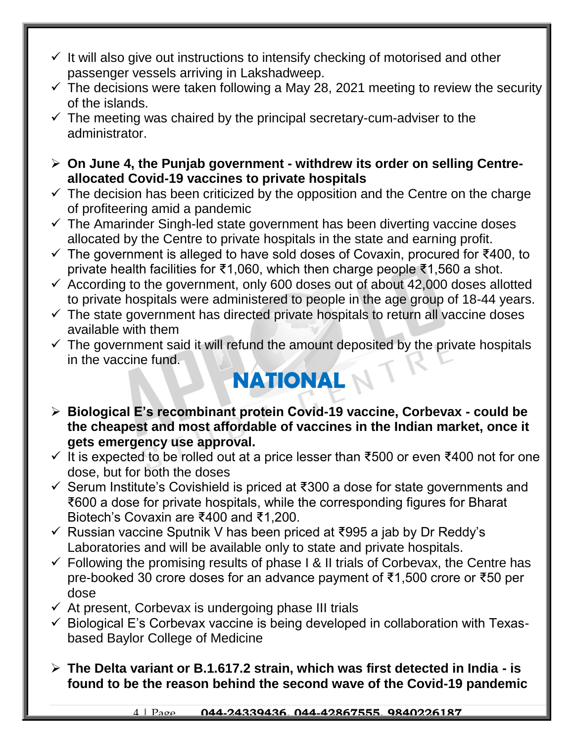- ✓ It will also give out instructions to intensify checking of motorised and other passenger vessels arriving in Lakshadweep.
- ✓ The decisions were taken following a May 28, 2021 meeting to review the security of the islands.
- ✓ The meeting was chaired by the principal secretary-cum-adviser to the administrator.

- ➢ **On June 4, the Punjab government - withdrew its order on selling Centre-allocated Covid-19 vaccines to private hospitals**
- ✓ The decision has been criticized by the opposition and the Centre on the charge of profiteering amid a pandemic
- ✓ The Amarinder Singh-led state government has been diverting vaccine doses allocated by the Centre to private hospitals in the state and earning profit.
- ✓ The government is alleged to have sold doses of Covaxin, procured for ₹400, to private health facilities for ₹1,060, which then charge people ₹1,560 a shot.
- ✓ According to the government, only 600 doses out of about 42,000 doses allotted to private hospitals were administered to people in the age group of 18-44 years.
- ✓ The state government has directed private hospitals to return all vaccine doses available with them
- ✓ The government said it will refund the amount deposited by the private hospitals in the vaccine fund.

# NATIONAL

- ➢ **Biological E's recombinant protein Covid-19 vaccine, Corbevax - could be the cheapest and most affordable of vaccines in the Indian market, once it gets emergency use approval.**
- ✓ It is expected to be rolled out at a price lesser than ₹500 or even ₹400 not for one dose, but for both the doses
- ✓ Serum Institute's Covishield is priced at ₹300 a dose for state governments and ₹600 a dose for private hospitals, while the corresponding figures for Bharat Biotech's Covaxin are ₹400 and ₹1,200.
- ✓ Russian vaccine Sputnik V has been priced at ₹995 a jab by Dr Reddy's Laboratories and will be available only to state and private hospitals.
- ✓ Following the promising results of phase I & II trials of Corbevax, the Centre has pre-booked 30 crore doses for an advance payment of ₹1,500 crore or ₹50 per dose
- ✓ At present, Corbevax is undergoing phase III trials
- ✓ Biological E's Corbevax vaccine is being developed in collaboration with Texas-based Baylor College of Medicine

- ➢ **The Delta variant or B.1.617.2 strain, which was first detected in India - is found to be the reason behind the second wave of the Covid-19 pandemic**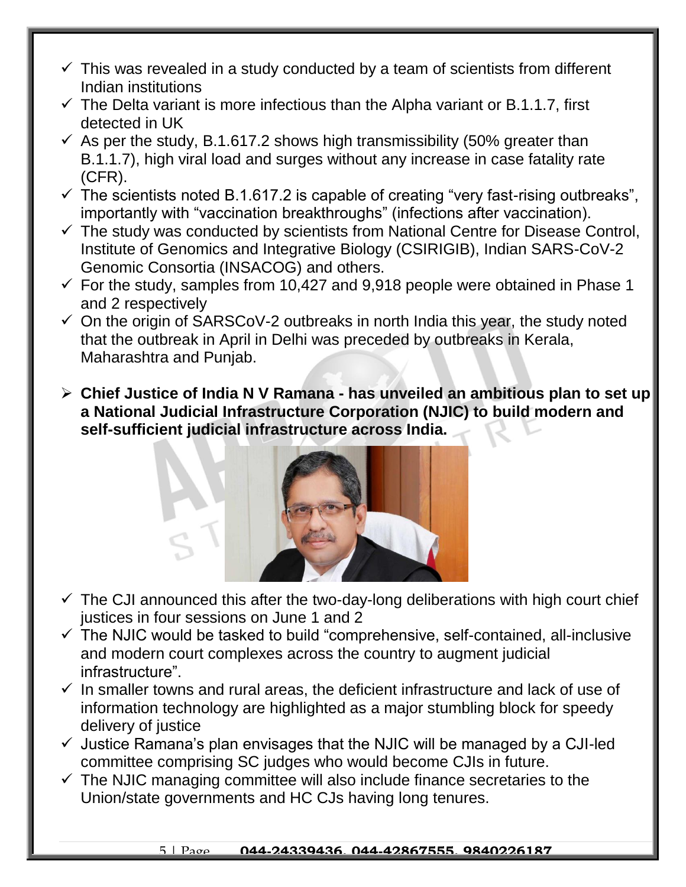- ✓ This was revealed in a study conducted by a team of scientists from different Indian institutions
- ✓ The Delta variant is more infectious than the Alpha variant or B.1.1.7, first detected in UK
- ✓ As per the study, B.1.617.2 shows high transmissibility (50% greater than B.1.1.7), high viral load and surges without any increase in case fatality rate (CFR).
- ✓ The scientists noted B.1.617.2 is capable of creating "very fast-rising outbreaks", importantly with "vaccination breakthroughs" (infections after vaccination).
- ✓ The study was conducted by scientists from National Centre for Disease Control, Institute of Genomics and Integrative Biology (CSIRIGIB), Indian SARS-CoV-2 Genomic Consortia (INSACOG) and others.
- ✓ For the study, samples from 10,427 and 9,918 people were obtained in Phase 1 and 2 respectively
- ✓ On the origin of SARSCoV-2 outbreaks in north India this year, the study noted that the outbreak in April in Delhi was preceded by outbreaks in Kerala, Maharashtra and Punjab.

- ➢ **Chief Justice of India N V Ramana - has unveiled an ambitious plan to set up a National Judicial Infrastructure Corporation (NJIC) to build modern and self-sufficient judicial infrastructure across India.**

- ✓ The CJI announced this after the two-day-long deliberations with high court chief justices in four sessions on June 1 and 2
- ✓ The NJIC would be tasked to build "comprehensive, self-contained, all-inclusive and modern court complexes across the country to augment judicial infrastructure".
- ✓ In smaller towns and rural areas, the deficient infrastructure and lack of use of information technology are highlighted as a major stumbling block for speedy delivery of justice
- ✓ Justice Ramana's plan envisages that the NJIC will be managed by a CJI-led committee comprising SC judges who would become CJIs in future.
- ✓ The NJIC managing committee will also include finance secretaries to the Union/state governments and HC CJs having long tenures.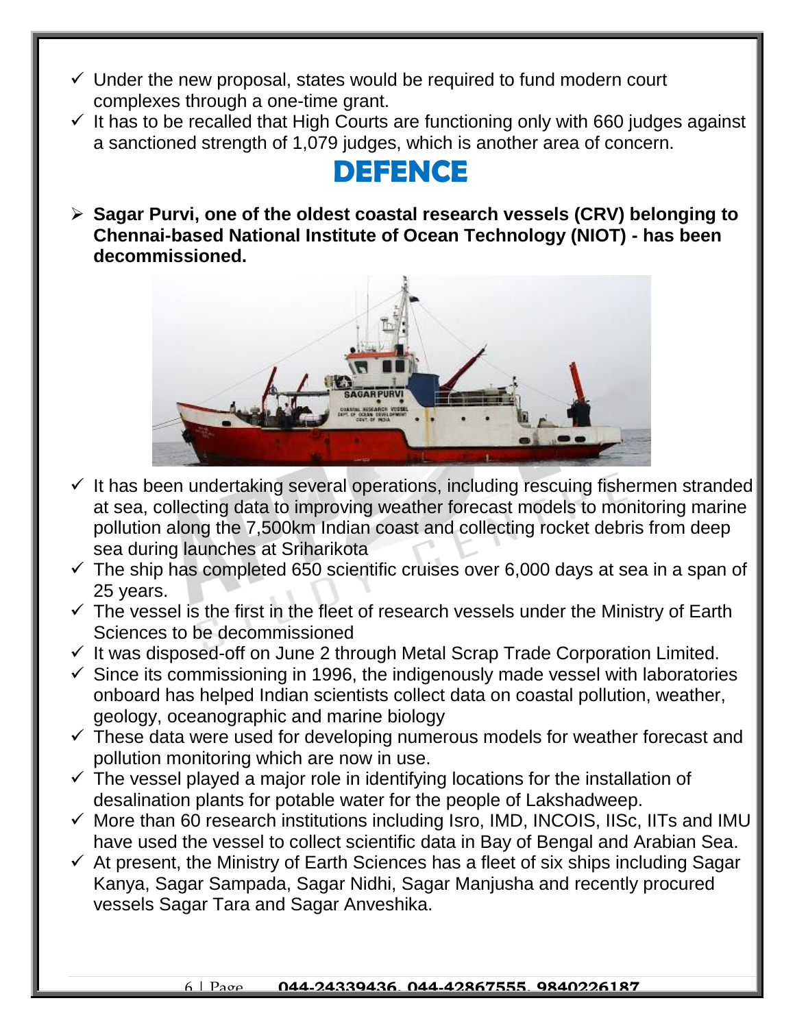- Under the new proposal, states would be required to fund modern court complexes through a one-time grant.
- It has to be recalled that High Courts are functioning only with 660 judges against a sanctioned strength of 1,079 judges, which is another area of concern.

# DEFENCE

- **Sagar Purvi, one of the oldest coastal research vessels (CRV) belonging to Chennai-based National Institute of Ocean Technology (NIOT) - has been decommissioned.**

- It has been undertaking several operations, including rescuing fishermen stranded at sea, collecting data to improving weather forecast models to monitoring marine pollution along the 7,500km Indian coast and collecting rocket debris from deep sea during launches at Sriharikota
- The ship has completed 650 scientific cruises over 6,000 days at sea in a span of 25 years.
- The vessel is the first in the fleet of research vessels under the Ministry of Earth Sciences to be decommissioned
- It was disposed-off on June 2 through Metal Scrap Trade Corporation Limited.
- Since its commissioning in 1996, the indigenously made vessel with laboratories onboard has helped Indian scientists collect data on coastal pollution, weather, geology, oceanographic and marine biology
- These data were used for developing numerous models for weather forecast and pollution monitoring which are now in use.
- The vessel played a major role in identifying locations for the installation of desalination plants for potable water for the people of Lakshadweep.
- More than 60 research institutions including Isro, IMD, INCOIS, IISc, IITs and IMU have used the vessel to collect scientific data in Bay of Bengal and Arabian Sea.
- At present, the Ministry of Earth Sciences has a fleet of six ships including Sagar Kanya, Sagar Sampada, Sagar Nidhi, Sagar Manjusha and recently procured vessels Sagar Tara and Sagar Anveshika.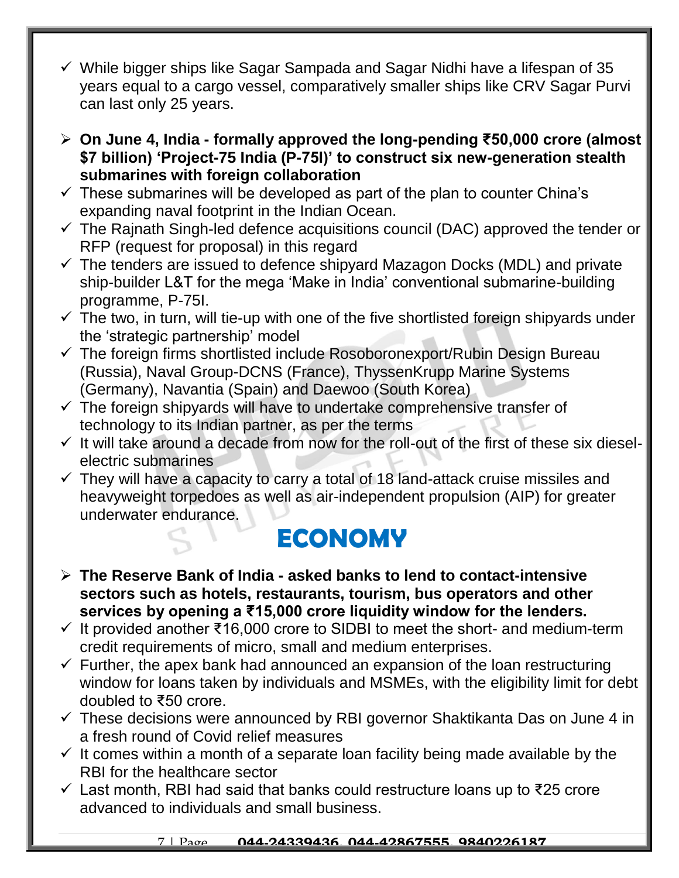- While bigger ships like Sagar Sampada and Sagar Nidhi have a lifespan of 35 years equal to a cargo vessel, comparatively smaller ships like CRV Sagar Purvi can last only 25 years.

- **On June 4, India - formally approved the long-pending ₹50,000 crore (almost $7 billion) 'Project-75 India (P-75I)' to construct six new-generation stealth submarines with foreign collaboration**
  - These submarines will be developed as part of the plan to counter China's expanding naval footprint in the Indian Ocean.
  - The Rajnath Singh-led defence acquisitions council (DAC) approved the tender or RFP (request for proposal) in this regard
  - The tenders are issued to defence shipyard Mazagon Docks (MDL) and private ship-builder L&T for the mega 'Make in India' conventional submarine-building programme, P-75I.
  - The two, in turn, will tie-up with one of the five shortlisted foreign shipyards under the 'strategic partnership' model
  - The foreign firms shortlisted include Rosoboronexport/Rubin Design Bureau (Russia), Naval Group-DCNS (France), ThyssenKrupp Marine Systems (Germany), Navantia (Spain) and Daewoo (South Korea)
  - The foreign shipyards will have to undertake comprehensive transfer of technology to its Indian partner, as per the terms
  - It will take around a decade from now for the roll-out of the first of these six diesel-electric submarines
  - They will have a capacity to carry a total of 18 land-attack cruise missiles and heavyweight torpedoes as well as air-independent propulsion (AIP) for greater underwater endurance.

# ECONOMY

- **The Reserve Bank of India - asked banks to lend to contact-intensive sectors such as hotels, restaurants, tourism, bus operators and other services by opening a ₹15,000 crore liquidity window for the lenders.**
  - It provided another ₹16,000 crore to SIDBI to meet the short- and medium-term credit requirements of micro, small and medium enterprises.
  - Further, the apex bank had announced an expansion of the loan restructuring window for loans taken by individuals and MSMEs, with the eligibility limit for debt doubled to ₹50 crore.
  - These decisions were announced by RBI governor Shaktikanta Das on June 4 in a fresh round of Covid relief measures
  - It comes within a month of a separate loan facility being made available by the RBI for the healthcare sector
  - Last month, RBI had said that banks could restructure loans up to ₹25 crore advanced to individuals and small business.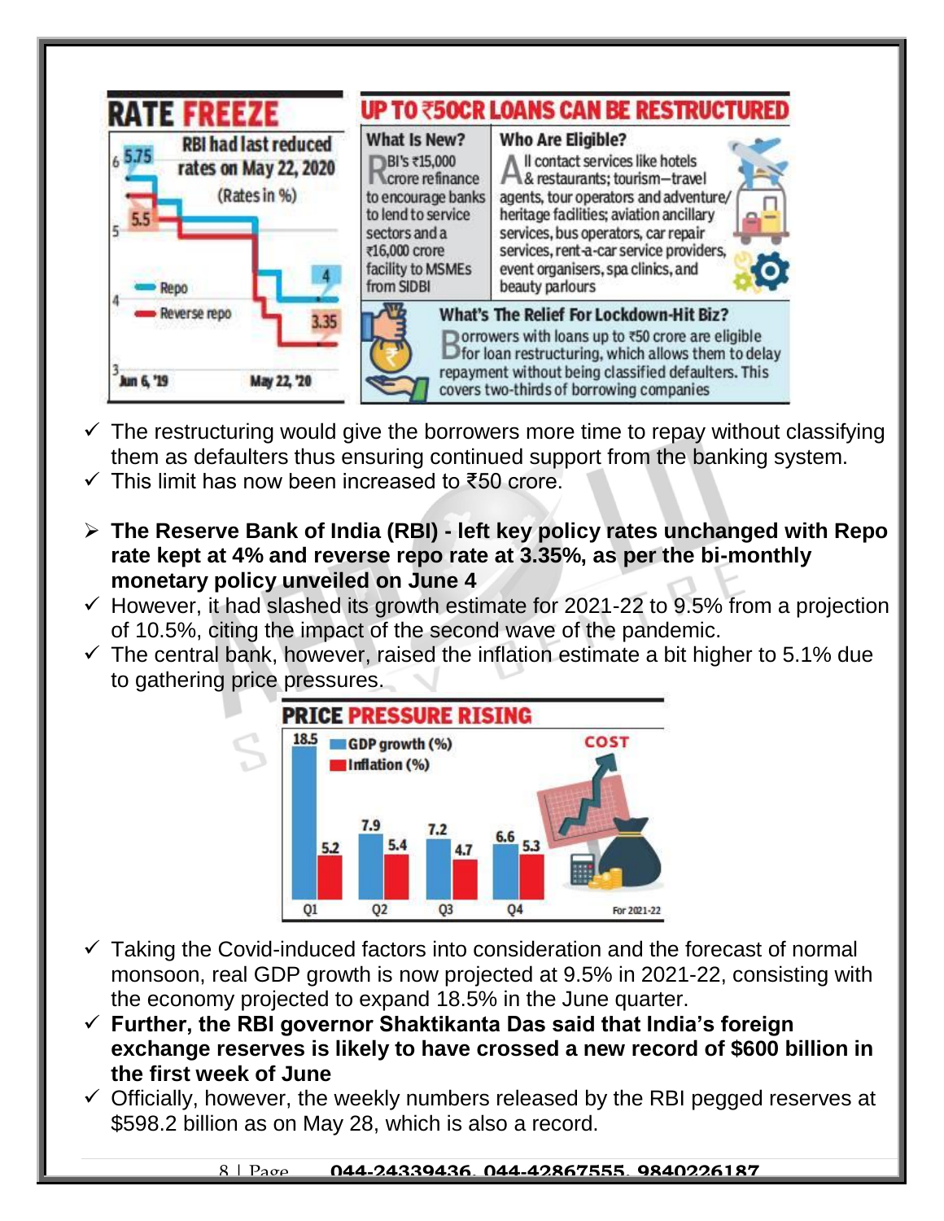## RATE FREEZE

RBI had last reduced rates on May 22, 2020 (Rates in %)

- Repo
- Reverse repo

Jun 6, '19 — May 22, '20

5.75, 5.5, 4, 3.35

## UP TO ₹50CR LOANS CAN BE RESTRUCTURED

**What Is New?**

RBI's ₹15,000 crore refinance to encourage banks to lend to service sectors and a ₹16,000 crore facility to MSMEs from SIDBI

**Who Are Eligible?**

All contact services like hotels & restaurants; tourism–travel agents, tour operators and adventure/heritage facilities; aviation ancillary services, bus operators, car repair services, rent-a-car service providers, event organisers, spa clinics, and beauty parlours

**What's The Relief For Lockdown-Hit Biz?**

Borrowers with loans up to ₹50 crore are eligible for loan restructuring, which allows them to delay repayment without being classified defaulters. This covers two-thirds of borrowing companies

- ✓ The restructuring would give the borrowers more time to repay without classifying them as defaulters thus ensuring continued support from the banking system.
- ✓ This limit has now been increased to ₹50 crore.

- ➢ **The Reserve Bank of India (RBI) - left key policy rates unchanged with Repo rate kept at 4% and reverse repo rate at 3.35%, as per the bi-monthly monetary policy unveiled on June 4**
- ✓ However, it had slashed its growth estimate for 2021-22 to 9.5% from a projection of 10.5%, citing the impact of the second wave of the pandemic.
- ✓ The central bank, however, raised the inflation estimate a bit higher to 5.1% due to gathering price pressures.

## PRICE PRESSURE RISING

| | Q1 | Q2 | Q3 | Q4 |
|---|---|---|---|---|
| GDP growth (%) | 18.5 | 7.9 | 7.2 | 6.6 |
| Inflation (%) | 5.2 | 5.4 | 4.7 | 5.3 |

COST — For 2021-22

- ✓ Taking the Covid-induced factors into consideration and the forecast of normal monsoon, real GDP growth is now projected at 9.5% in 2021-22, consisting with the economy projected to expand 18.5% in the June quarter.
- ✓ **Further, the RBI governor Shaktikanta Das said that India's foreign exchange reserves is likely to have crossed a new record of $600 billion in the first week of June**
- ✓ Officially, however, the weekly numbers released by the RBI pegged reserves at $598.2 billion as on May 28, which is also a record.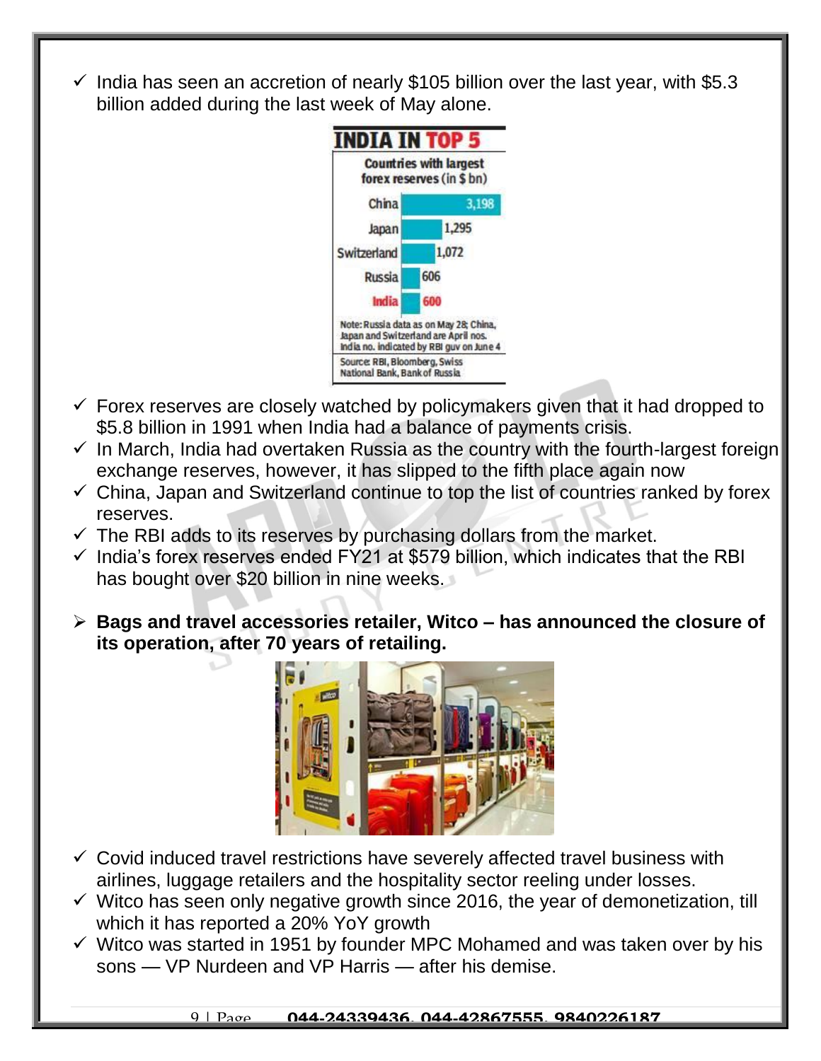- ✓ India has seen an accretion of nearly $105 billion over the last year, with $5.3 billion added during the last week of May alone.

**INDIA IN TOP 5**

Countries with largest forex reserves (in $ bn)

| Country | Reserves |
| --- | --- |
| China | 3,198 |
| Japan | 1,295 |
| Switzerland | 1,072 |
| Russia | 606 |
| India | 600 |

Note: Russia data as on May 28; China, Japan and Switzerland are April nos. India no. indicated by RBI guv on June 4

Source: RBI, Bloomberg, Swiss National Bank, Bank of Russia

- ✓ Forex reserves are closely watched by policymakers given that it had dropped to $5.8 billion in 1991 when India had a balance of payments crisis.
- ✓ In March, India had overtaken Russia as the country with the fourth-largest foreign exchange reserves, however, it has slipped to the fifth place again now
- ✓ China, Japan and Switzerland continue to top the list of countries ranked by forex reserves.
- ✓ The RBI adds to its reserves by purchasing dollars from the market.
- ✓ India's forex reserves ended FY21 at $579 billion, which indicates that the RBI has bought over $20 billion in nine weeks.

➢ **Bags and travel accessories retailer, Witco – has announced the closure of its operation, after 70 years of retailing.**

- ✓ Covid induced travel restrictions have severely affected travel business with airlines, luggage retailers and the hospitality sector reeling under losses.
- ✓ Witco has seen only negative growth since 2016, the year of demonetization, till which it has reported a 20% YoY growth
- ✓ Witco was started in 1951 by founder MPC Mohamed and was taken over by his sons — VP Nurdeen and VP Harris — after his demise.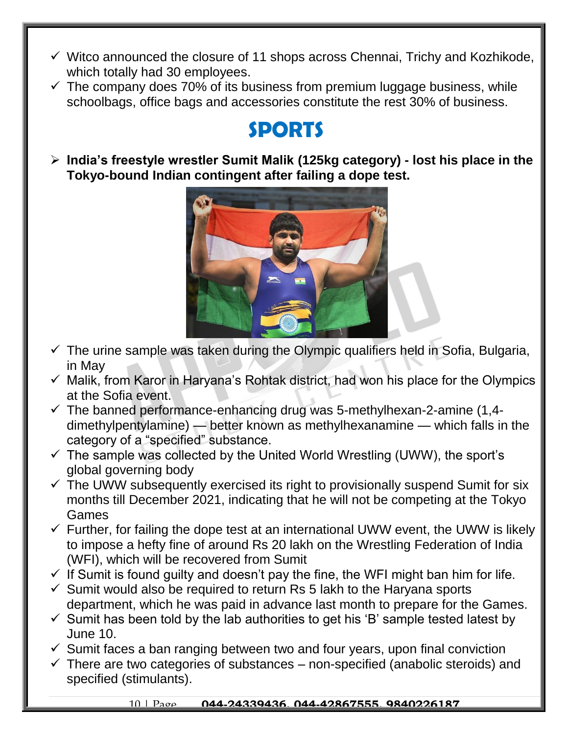- ✓ Witco announced the closure of 11 shops across Chennai, Trichy and Kozhikode, which totally had 30 employees.
- ✓ The company does 70% of its business from premium luggage business, while schoolbags, office bags and accessories constitute the rest 30% of business.

## SPORTS

- **India's freestyle wrestler Sumit Malik (125kg category) - lost his place in the Tokyo-bound Indian contingent after failing a dope test.**

- ✓ The urine sample was taken during the Olympic qualifiers held in Sofia, Bulgaria, in May
- ✓ Malik, from Karor in Haryana's Rohtak district, had won his place for the Olympics at the Sofia event.
- ✓ The banned performance-enhancing drug was 5-methylhexan-2-amine (1,4-dimethylpentylamine) — better known as methylhexanamine — which falls in the category of a "specified" substance.
- ✓ The sample was collected by the United World Wrestling (UWW), the sport's global governing body
- ✓ The UWW subsequently exercised its right to provisionally suspend Sumit for six months till December 2021, indicating that he will not be competing at the Tokyo Games
- ✓ Further, for failing the dope test at an international UWW event, the UWW is likely to impose a hefty fine of around Rs 20 lakh on the Wrestling Federation of India (WFI), which will be recovered from Sumit
- ✓ If Sumit is found guilty and doesn't pay the fine, the WFI might ban him for life.
- ✓ Sumit would also be required to return Rs 5 lakh to the Haryana sports department, which he was paid in advance last month to prepare for the Games.
- ✓ Sumit has been told by the lab authorities to get his 'B' sample tested latest by June 10.
- ✓ Sumit faces a ban ranging between two and four years, upon final conviction
- ✓ There are two categories of substances – non-specified (anabolic steroids) and specified (stimulants).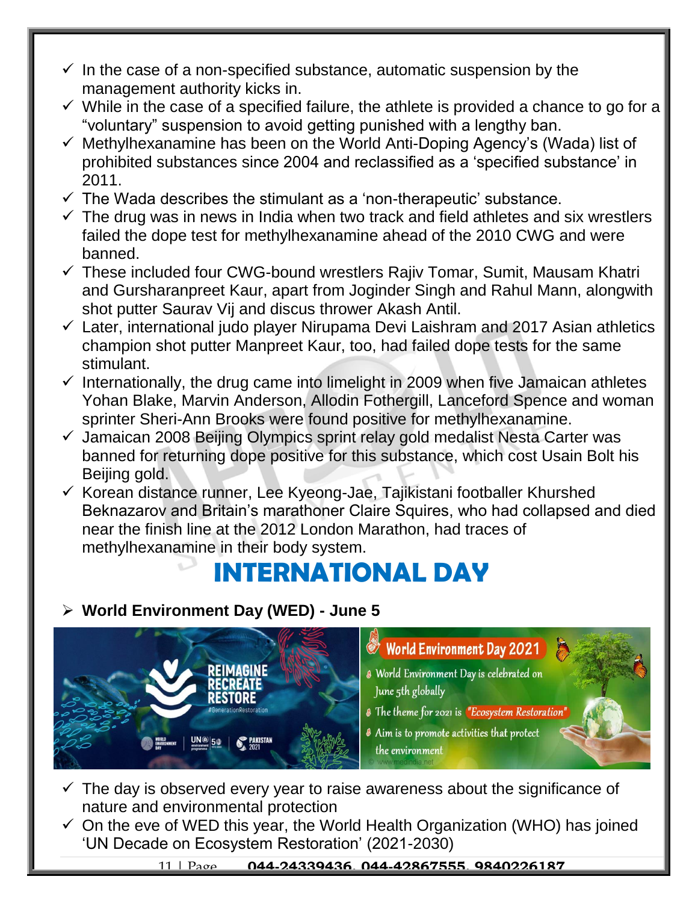- In the case of a non-specified substance, automatic suspension by the management authority kicks in.
- While in the case of a specified failure, the athlete is provided a chance to go for a "voluntary" suspension to avoid getting punished with a lengthy ban.
- Methylhexanamine has been on the World Anti-Doping Agency's (Wada) list of prohibited substances since 2004 and reclassified as a 'specified substance' in 2011.
- The Wada describes the stimulant as a 'non-therapeutic' substance.
- The drug was in news in India when two track and field athletes and six wrestlers failed the dope test for methylhexanamine ahead of the 2010 CWG and were banned.
- These included four CWG-bound wrestlers Rajiv Tomar, Sumit, Mausam Khatri and Gursharanpreet Kaur, apart from Joginder Singh and Rahul Mann, alongwith shot putter Saurav Vij and discus thrower Akash Antil.
- Later, international judo player Nirupama Devi Laishram and 2017 Asian athletics champion shot putter Manpreet Kaur, too, had failed dope tests for the same stimulant.
- Internationally, the drug came into limelight in 2009 when five Jamaican athletes Yohan Blake, Marvin Anderson, Allodin Fothergill, Lanceford Spence and woman sprinter Sheri-Ann Brooks were found positive for methylhexanamine.
- Jamaican 2008 Beijing Olympics sprint relay gold medalist Nesta Carter was banned for returning dope positive for this substance, which cost Usain Bolt his Beijing gold.
- Korean distance runner, Lee Kyeong-Jae, Tajikistani footballer Khurshed Beknazarov and Britain's marathoner Claire Squires, who had collapsed and died near the finish line at the 2012 London Marathon, had traces of methylhexanamine in their body system.

# INTERNATIONAL DAY

- **World Environment Day (WED) - June 5**

- The day is observed every year to raise awareness about the significance of nature and environmental protection
- On the eve of WED this year, the World Health Organization (WHO) has joined 'UN Decade on Ecosystem Restoration' (2021-2030)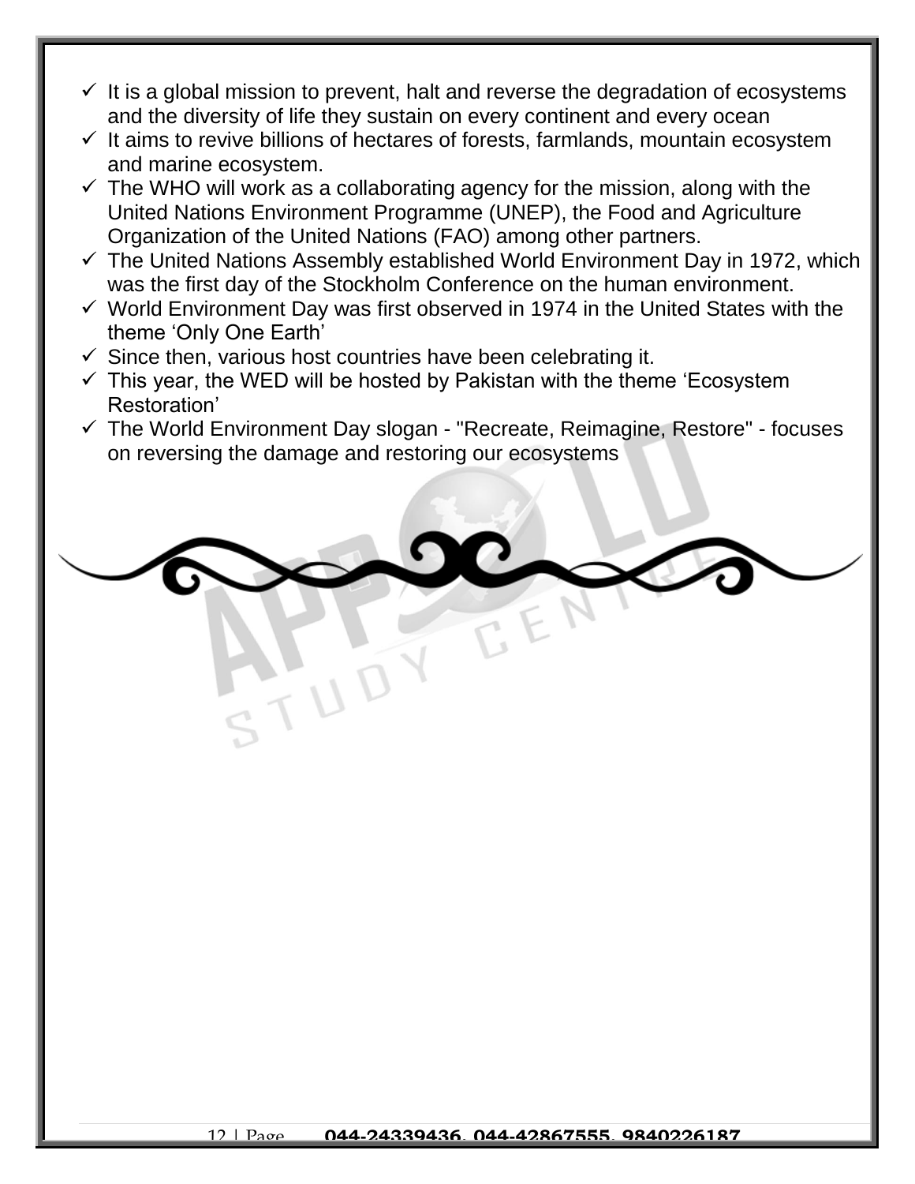- It is a global mission to prevent, halt and reverse the degradation of ecosystems and the diversity of life they sustain on every continent and every ocean
- It aims to revive billions of hectares of forests, farmlands, mountain ecosystem and marine ecosystem.
- The WHO will work as a collaborating agency for the mission, along with the United Nations Environment Programme (UNEP), the Food and Agriculture Organization of the United Nations (FAO) among other partners.
- The United Nations Assembly established World Environment Day in 1972, which was the first day of the Stockholm Conference on the human environment.
- World Environment Day was first observed in 1974 in the United States with the theme 'Only One Earth'
- Since then, various host countries have been celebrating it.
- This year, the WED will be hosted by Pakistan with the theme 'Ecosystem Restoration'
- The World Environment Day slogan - "Recreate, Reimagine, Restore" - focuses on reversing the damage and restoring our ecosystems